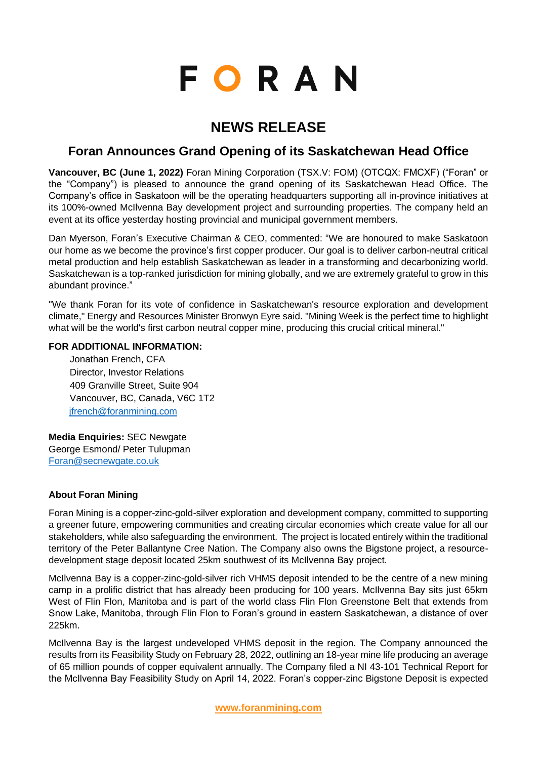# FORAN

## NEWS RELEASE

## Foran Announces Grand Opening of its Saskatchewan Head Office

**Vancouver, BC (June 1, 2022)** Foran Mining Corporation (TSX.V: FOM) (OTCQX: FMCXF) ("Foran" or the "Company") is pleased to announce the grand opening of its Saskatchewan Head Office. The Company's office in Saskatoon will be the operating headquarters supporting all in-province initiatives at its 100%-owned McIlvenna Bay development project and surrounding properties. The company held an event at its office yesterday hosting provincial and municipal government members.

Dan Myerson, Foran's Executive Chairman & CEO, commented: "We are honoured to make Saskatoon our home as we become the province's first copper producer. Our goal is to deliver carbon-neutral critical metal production and help establish Saskatchewan as leader in a transforming and decarbonizing world. Saskatchewan is a top-ranked jurisdiction for mining globally, and we are extremely grateful to grow in this abundant province."

"We thank Foran for its vote of confidence in Saskatchewan's resource exploration and development climate," Energy and Resources Minister Bronwyn Eyre said. "Mining Week is the perfect time to highlight what will be the world's first carbon neutral copper mine, producing this crucial critical mineral."

**FOR ADDITIONAL INFORMATION:**

Jonathan French, CFA
Director, Investor Relations
409 Granville Street, Suite 904
Vancouver, BC, Canada, V6C 1T2
jfrench@foranmining.com

**Media Enquiries:** SEC Newgate
George Esmond/ Peter Tulupman
Foran@secnewgate.co.uk

**About Foran Mining**

Foran Mining is a copper-zinc-gold-silver exploration and development company, committed to supporting a greener future, empowering communities and creating circular economies which create value for all our stakeholders, while also safeguarding the environment. The project is located entirely within the traditional territory of the Peter Ballantyne Cree Nation. The Company also owns the Bigstone project, a resource-development stage deposit located 25km southwest of its McIlvenna Bay project.

McIlvenna Bay is a copper-zinc-gold-silver rich VHMS deposit intended to be the centre of a new mining camp in a prolific district that has already been producing for 100 years. McIlvenna Bay sits just 65km West of Flin Flon, Manitoba and is part of the world class Flin Flon Greenstone Belt that extends from Snow Lake, Manitoba, through Flin Flon to Foran's ground in eastern Saskatchewan, a distance of over 225km.

McIlvenna Bay is the largest undeveloped VHMS deposit in the region. The Company announced the results from its Feasibility Study on February 28, 2022, outlining an 18-year mine life producing an average of 65 million pounds of copper equivalent annually. The Company filed a NI 43-101 Technical Report for the McIlvenna Bay Feasibility Study on April 14, 2022. Foran's copper-zinc Bigstone Deposit is expected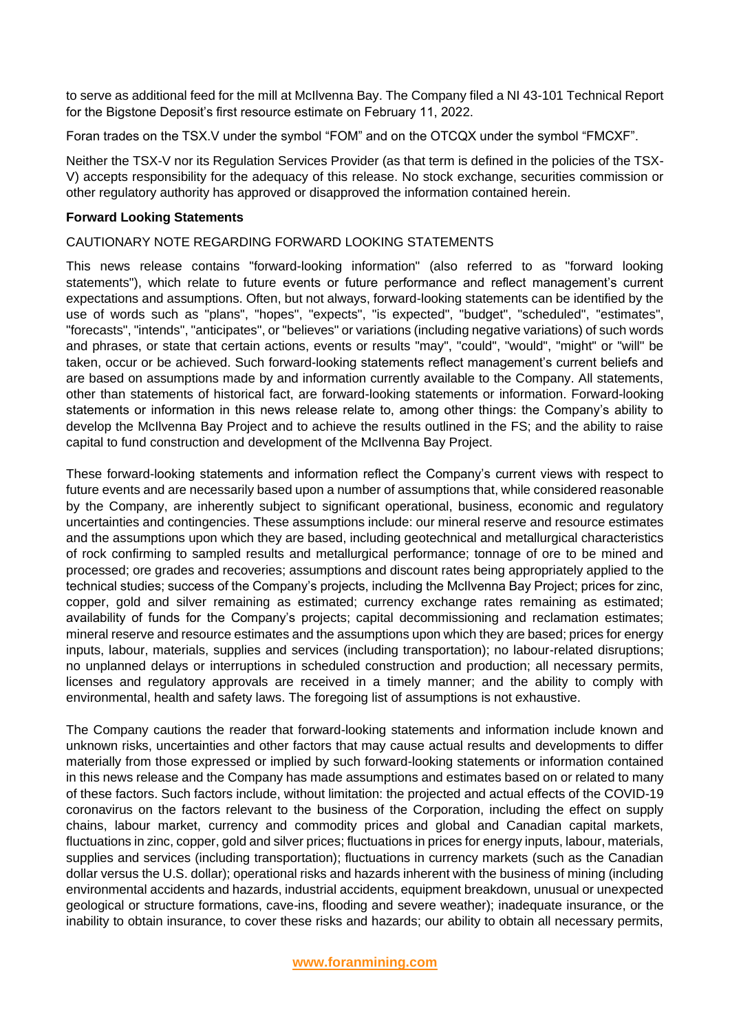to serve as additional feed for the mill at McIlvenna Bay. The Company filed a NI 43-101 Technical Report for the Bigstone Deposit's first resource estimate on February 11, 2022.

Foran trades on the TSX.V under the symbol "FOM" and on the OTCQX under the symbol "FMCXF".

Neither the TSX-V nor its Regulation Services Provider (as that term is defined in the policies of the TSX-V) accepts responsibility for the adequacy of this release. No stock exchange, securities commission or other regulatory authority has approved or disapproved the information contained herein.

**Forward Looking Statements**

CAUTIONARY NOTE REGARDING FORWARD LOOKING STATEMENTS

This news release contains "forward-looking information" (also referred to as "forward looking statements"), which relate to future events or future performance and reflect management's current expectations and assumptions. Often, but not always, forward-looking statements can be identified by the use of words such as "plans", "hopes", "expects", "is expected", "budget", "scheduled", "estimates", "forecasts", "intends", "anticipates", or "believes" or variations (including negative variations) of such words and phrases, or state that certain actions, events or results "may", "could", "would", "might" or "will" be taken, occur or be achieved. Such forward-looking statements reflect management's current beliefs and are based on assumptions made by and information currently available to the Company. All statements, other than statements of historical fact, are forward-looking statements or information. Forward-looking statements or information in this news release relate to, among other things: the Company's ability to develop the McIlvenna Bay Project and to achieve the results outlined in the FS; and the ability to raise capital to fund construction and development of the McIlvenna Bay Project.

These forward-looking statements and information reflect the Company's current views with respect to future events and are necessarily based upon a number of assumptions that, while considered reasonable by the Company, are inherently subject to significant operational, business, economic and regulatory uncertainties and contingencies. These assumptions include: our mineral reserve and resource estimates and the assumptions upon which they are based, including geotechnical and metallurgical characteristics of rock confirming to sampled results and metallurgical performance; tonnage of ore to be mined and processed; ore grades and recoveries; assumptions and discount rates being appropriately applied to the technical studies; success of the Company's projects, including the McIlvenna Bay Project; prices for zinc, copper, gold and silver remaining as estimated; currency exchange rates remaining as estimated; availability of funds for the Company's projects; capital decommissioning and reclamation estimates; mineral reserve and resource estimates and the assumptions upon which they are based; prices for energy inputs, labour, materials, supplies and services (including transportation); no labour-related disruptions; no unplanned delays or interruptions in scheduled construction and production; all necessary permits, licenses and regulatory approvals are received in a timely manner; and the ability to comply with environmental, health and safety laws. The foregoing list of assumptions is not exhaustive.

The Company cautions the reader that forward-looking statements and information include known and unknown risks, uncertainties and other factors that may cause actual results and developments to differ materially from those expressed or implied by such forward-looking statements or information contained in this news release and the Company has made assumptions and estimates based on or related to many of these factors. Such factors include, without limitation: the projected and actual effects of the COVID-19 coronavirus on the factors relevant to the business of the Corporation, including the effect on supply chains, labour market, currency and commodity prices and global and Canadian capital markets, fluctuations in zinc, copper, gold and silver prices; fluctuations in prices for energy inputs, labour, materials, supplies and services (including transportation); fluctuations in currency markets (such as the Canadian dollar versus the U.S. dollar); operational risks and hazards inherent with the business of mining (including environmental accidents and hazards, industrial accidents, equipment breakdown, unusual or unexpected geological or structure formations, cave-ins, flooding and severe weather); inadequate insurance, or the inability to obtain insurance, to cover these risks and hazards; our ability to obtain all necessary permits,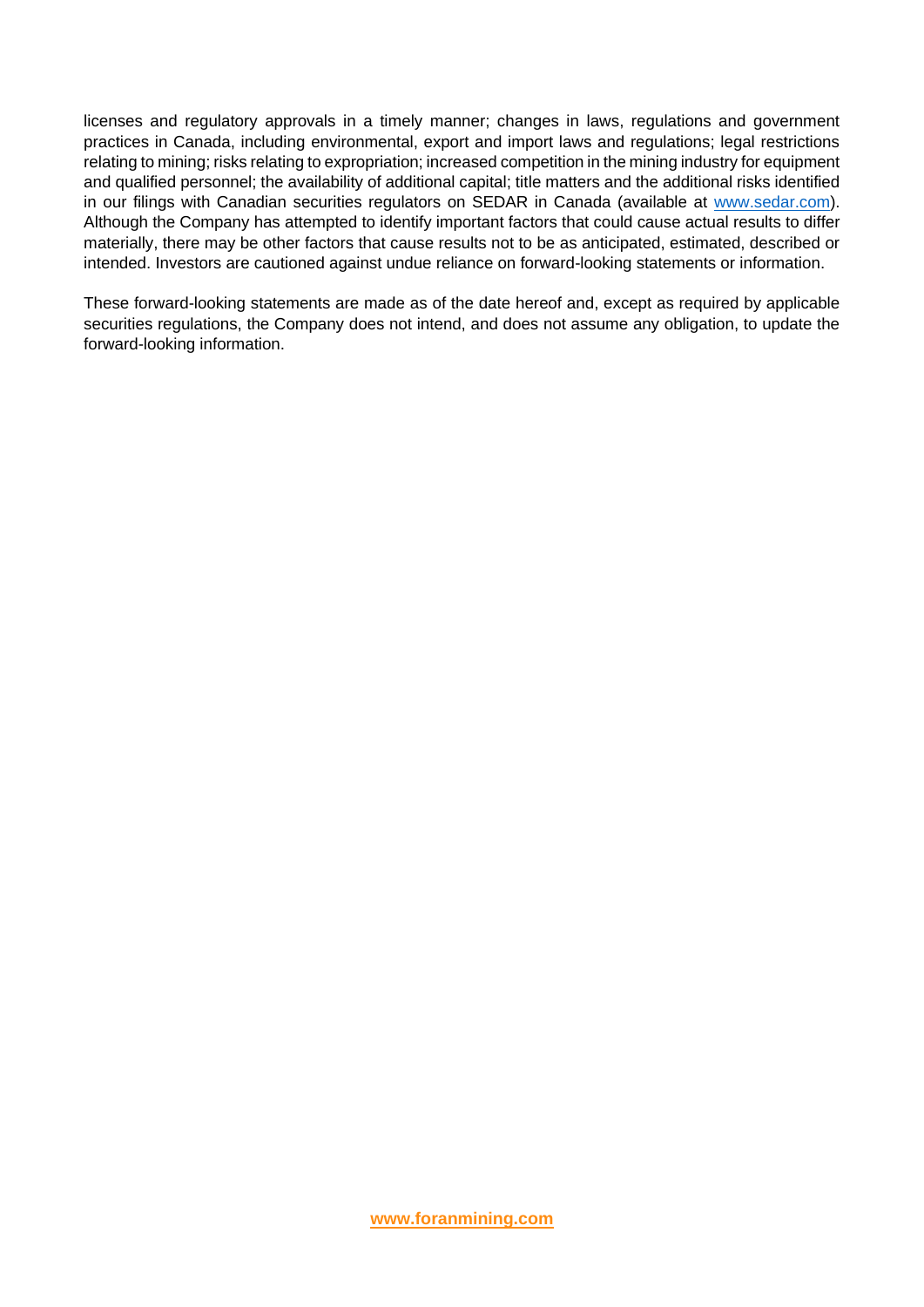licenses and regulatory approvals in a timely manner; changes in laws, regulations and government practices in Canada, including environmental, export and import laws and regulations; legal restrictions relating to mining; risks relating to expropriation; increased competition in the mining industry for equipment and qualified personnel; the availability of additional capital; title matters and the additional risks identified in our filings with Canadian securities regulators on SEDAR in Canada (available at [www.sedar.com](http://www.sedar.com)). Although the Company has attempted to identify important factors that could cause actual results to differ materially, there may be other factors that cause results not to be as anticipated, estimated, described or intended. Investors are cautioned against undue reliance on forward-looking statements or information.

These forward-looking statements are made as of the date hereof and, except as required by applicable securities regulations, the Company does not intend, and does not assume any obligation, to update the forward-looking information.